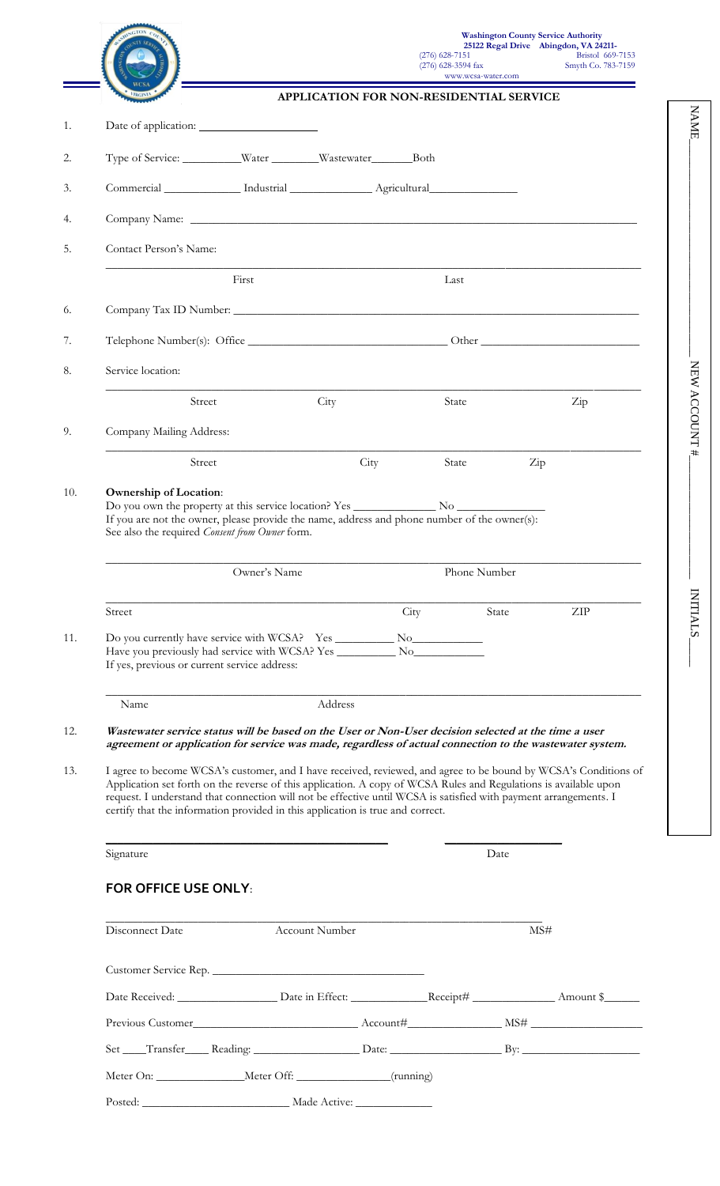Washington County Service Authority
25122 Regal Drive Abingdon, VA 24211-
(276) 628-7151
(276) 628-3594 fax
www.wcsa-water.com
Bristol 669-7153
Smyth Co. 783-7159

## APPLICATION FOR NON-RESIDENTIAL SERVICE

1. Date of application: ____________________

2. Type of Service: __________Water ________Wastewater_______Both

3. Commercial _____________ Industrial _____________ Agricultural_______________

4. Company Name: ______________________________________________

5. Contact Person's Name:

   ______________________________________________
   First Last

6. Company Tax ID Number: ______________________________________________

7. Telephone Number(s): Office ________________________________ Other __________________________

8. Service location:

   ______________________________________________
   Street City State Zip

9. Company Mailing Address:

   ______________________________________________
   Street City State Zip

10. **Ownership of Location**:
    Do you own the property at this service location? Yes _____________ No _____________
    If you are not the owner, please provide the name, address and phone number of the owner(s):
    See also the required *Consent from Owner* form.

    ______________________________________________
    Owner's Name Phone Number

    ______________________________________________
    Street City State ZIP

11. Do you currently have service with WCSA? Yes __________ No____________
    Have you previously had service with WCSA? Yes __________ No____________
    If yes, previous or current service address:

    ______________________________________________
    Name Address

12. ***Wastewater service status will be based on the User or Non-User decision selected at the time a user agreement or application for service was made, regardless of actual connection to the wastewater system.***

13. I agree to become WCSA's customer, and I have received, reviewed, and agree to be bound by WCSA's Conditions of Application set forth on the reverse of this application. A copy of WCSA Rules and Regulations is available upon request. I understand that connection will not be effective until WCSA is satisfied with payment arrangements. I certify that the information provided in this application is true and correct.

______________________________________________ ____________________
Signature Date

**FOR OFFICE USE ONLY**:

______________________________________________
Disconnect Date Account Number MS#

Customer Service Rep. ___________________________________

Date Received: _________________ Date in Effect: _____________Receipt# ______________ Amount $______

Previous Customer___________________________ Account#________________ MS# ___________________

Set ____Transfer____ Reading: __________________ Date: __________________ By: ____________________

Meter On: _______________Meter Off: ________________(running)

Posted: _________________________ Made Active: _____________

NAME_______________ NEW ACCOUNT #_______________ INITIALS_______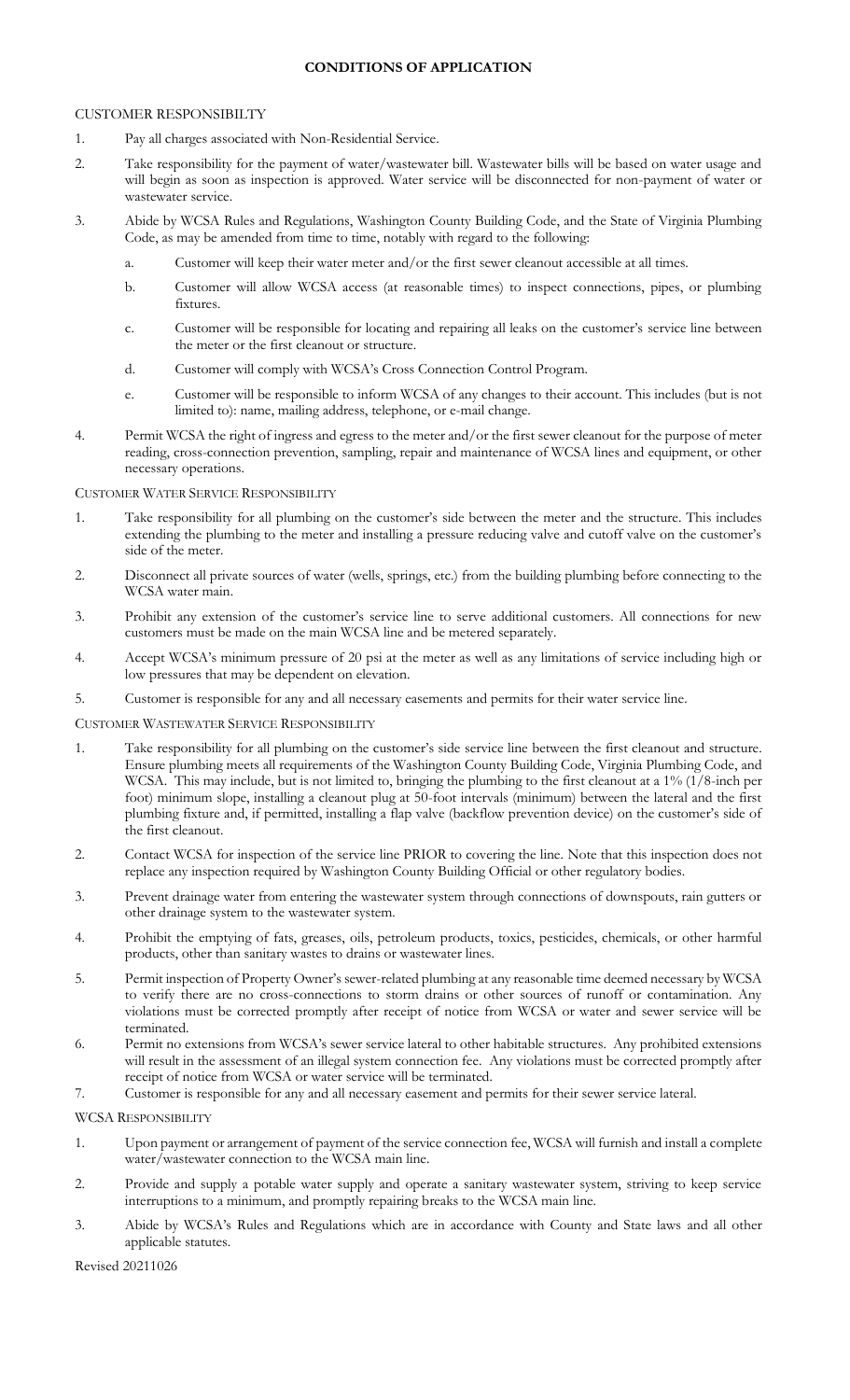## CONDITIONS OF APPLICATION

### CUSTOMER RESPONSIBILTY

1. Pay all charges associated with Non-Residential Service.
2. Take responsibility for the payment of water/wastewater bill. Wastewater bills will be based on water usage and will begin as soon as inspection is approved. Water service will be disconnected for non-payment of water or wastewater service.
3. Abide by WCSA Rules and Regulations, Washington County Building Code, and the State of Virginia Plumbing Code, as may be amended from time to time, notably with regard to the following:
   a. Customer will keep their water meter and/or the first sewer cleanout accessible at all times.
   b. Customer will allow WCSA access (at reasonable times) to inspect connections, pipes, or plumbing fixtures.
   c. Customer will be responsible for locating and repairing all leaks on the customer's service line between the meter or the first cleanout or structure.
   d. Customer will comply with WCSA's Cross Connection Control Program.
   e. Customer will be responsible to inform WCSA of any changes to their account. This includes (but is not limited to): name, mailing address, telephone, or e-mail change.
4. Permit WCSA the right of ingress and egress to the meter and/or the first sewer cleanout for the purpose of meter reading, cross-connection prevention, sampling, repair and maintenance of WCSA lines and equipment, or other necessary operations.

### CUSTOMER WATER SERVICE RESPONSIBILITY

1. Take responsibility for all plumbing on the customer's side between the meter and the structure. This includes extending the plumbing to the meter and installing a pressure reducing valve and cutoff valve on the customer's side of the meter.
2. Disconnect all private sources of water (wells, springs, etc.) from the building plumbing before connecting to the WCSA water main.
3. Prohibit any extension of the customer's service line to serve additional customers. All connections for new customers must be made on the main WCSA line and be metered separately.
4. Accept WCSA's minimum pressure of 20 psi at the meter as well as any limitations of service including high or low pressures that may be dependent on elevation.
5. Customer is responsible for any and all necessary easements and permits for their water service line.

### CUSTOMER WASTEWATER SERVICE RESPONSIBILITY

1. Take responsibility for all plumbing on the customer's side service line between the first cleanout and structure. Ensure plumbing meets all requirements of the Washington County Building Code, Virginia Plumbing Code, and WCSA. This may include, but is not limited to, bringing the plumbing to the first cleanout at a 1% (1/8-inch per foot) minimum slope, installing a cleanout plug at 50-foot intervals (minimum) between the lateral and the first plumbing fixture and, if permitted, installing a flap valve (backflow prevention device) on the customer's side of the first cleanout.
2. Contact WCSA for inspection of the service line PRIOR to covering the line. Note that this inspection does not replace any inspection required by Washington County Building Official or other regulatory bodies.
3. Prevent drainage water from entering the wastewater system through connections of downspouts, rain gutters or other drainage system to the wastewater system.
4. Prohibit the emptying of fats, greases, oils, petroleum products, toxics, pesticides, chemicals, or other harmful products, other than sanitary wastes to drains or wastewater lines.
5. Permit inspection of Property Owner's sewer-related plumbing at any reasonable time deemed necessary by WCSA to verify there are no cross-connections to storm drains or other sources of runoff or contamination. Any violations must be corrected promptly after receipt of notice from WCSA or water and sewer service will be terminated.
6. Permit no extensions from WCSA's sewer service lateral to other habitable structures. Any prohibited extensions will result in the assessment of an illegal system connection fee. Any violations must be corrected promptly after receipt of notice from WCSA or water service will be terminated.
7. Customer is responsible for any and all necessary easement and permits for their sewer service lateral.

### WCSA RESPONSIBILITY

1. Upon payment or arrangement of payment of the service connection fee, WCSA will furnish and install a complete water/wastewater connection to the WCSA main line.
2. Provide and supply a potable water supply and operate a sanitary wastewater system, striving to keep service interruptions to a minimum, and promptly repairing breaks to the WCSA main line.
3. Abide by WCSA's Rules and Regulations which are in accordance with County and State laws and all other applicable statutes.

Revised 20211026